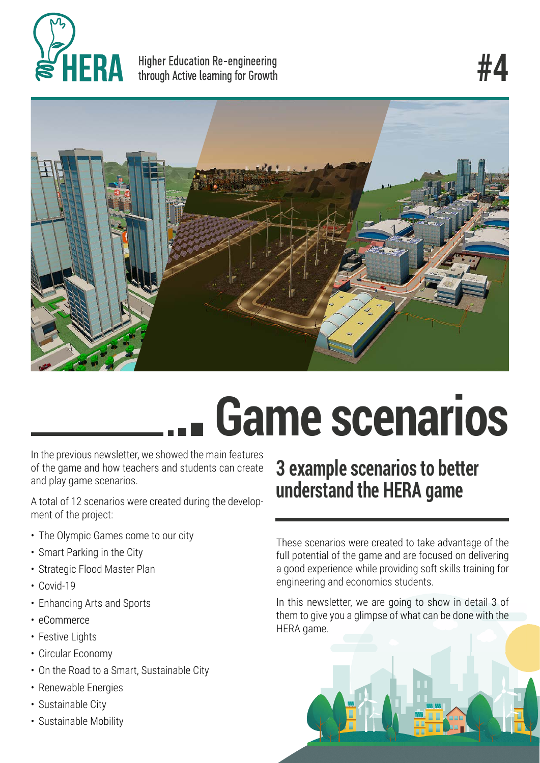HERA

Higher Education Re-engineering through Active learning for Growth

#4

# Game scenarios

In the previous newsletter, we showed the main features of the game and how teachers and students can create and play game scenarios.

A total of 12 scenarios were created during the development of the project:

- The Olympic Games come to our city
- Smart Parking in the City
- Strategic Flood Master Plan
- Covid-19
- Enhancing Arts and Sports
- eCommerce
- Festive Lights
- Circular Economy
- On the Road to a Smart, Sustainable City
- Renewable Energies
- Sustainable City
- Sustainable Mobility

## 3 example scenarios to better understand the HERA game

These scenarios were created to take advantage of the full potential of the game and are focused on delivering a good experience while providing soft skills training for engineering and economics students.

In this newsletter, we are going to show in detail 3 of them to give you a glimpse of what can be done with the HERA game.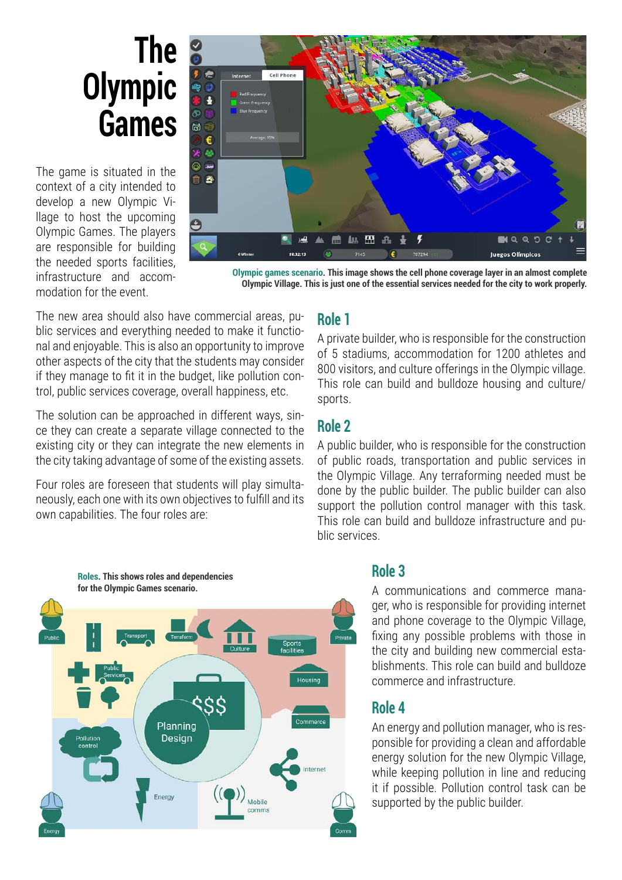# The Olympic Games

The game is situated in the context of a city intended to develop a new Olympic Village to host the upcoming Olympic Games. The players are responsible for building the needed sports facilities, infrastructure and accommodation for the event.

**Olympic games scenario. This image shows the cell phone coverage layer in an almost complete Olympic Village. This is just one of the essential services needed for the city to work properly.**

The new area should also have commercial areas, public services and everything needed to make it functional and enjoyable. This is also an opportunity to improve other aspects of the city that the students may consider if they manage to fit it in the budget, like pollution control, public services coverage, overall happiness, etc.

The solution can be approached in different ways, since they can create a separate village connected to the existing city or they can integrate the new elements in the city taking advantage of some of the existing assets.

Four roles are foreseen that students will play simultaneously, each one with its own objectives to fulfill and its own capabilities. The four roles are:

## Role 1

A private builder, who is responsible for the construction of 5 stadiums, accommodation for 1200 athletes and 800 visitors, and culture offerings in the Olympic village. This role can build and bulldoze housing and culture/sports.

## Role 2

A public builder, who is responsible for the construction of public roads, transportation and public services in the Olympic Village. Any terraforming needed must be done by the public builder. The public builder can also support the pollution control manager with this task. This role can build and bulldoze infrastructure and public services.

**Roles. This shows roles and dependencies for the Olympic Games scenario.**

## Role 3

A communications and commerce manager, who is responsible for providing internet and phone coverage to the Olympic Village, fixing any possible problems with those in the city and building new commercial establishments. This role can build and bulldoze commerce and infrastructure.

## Role 4

An energy and pollution manager, who is responsible for providing a clean and affordable energy solution for the new Olympic Village, while keeping pollution in line and reducing it if possible. Pollution control task can be supported by the public builder.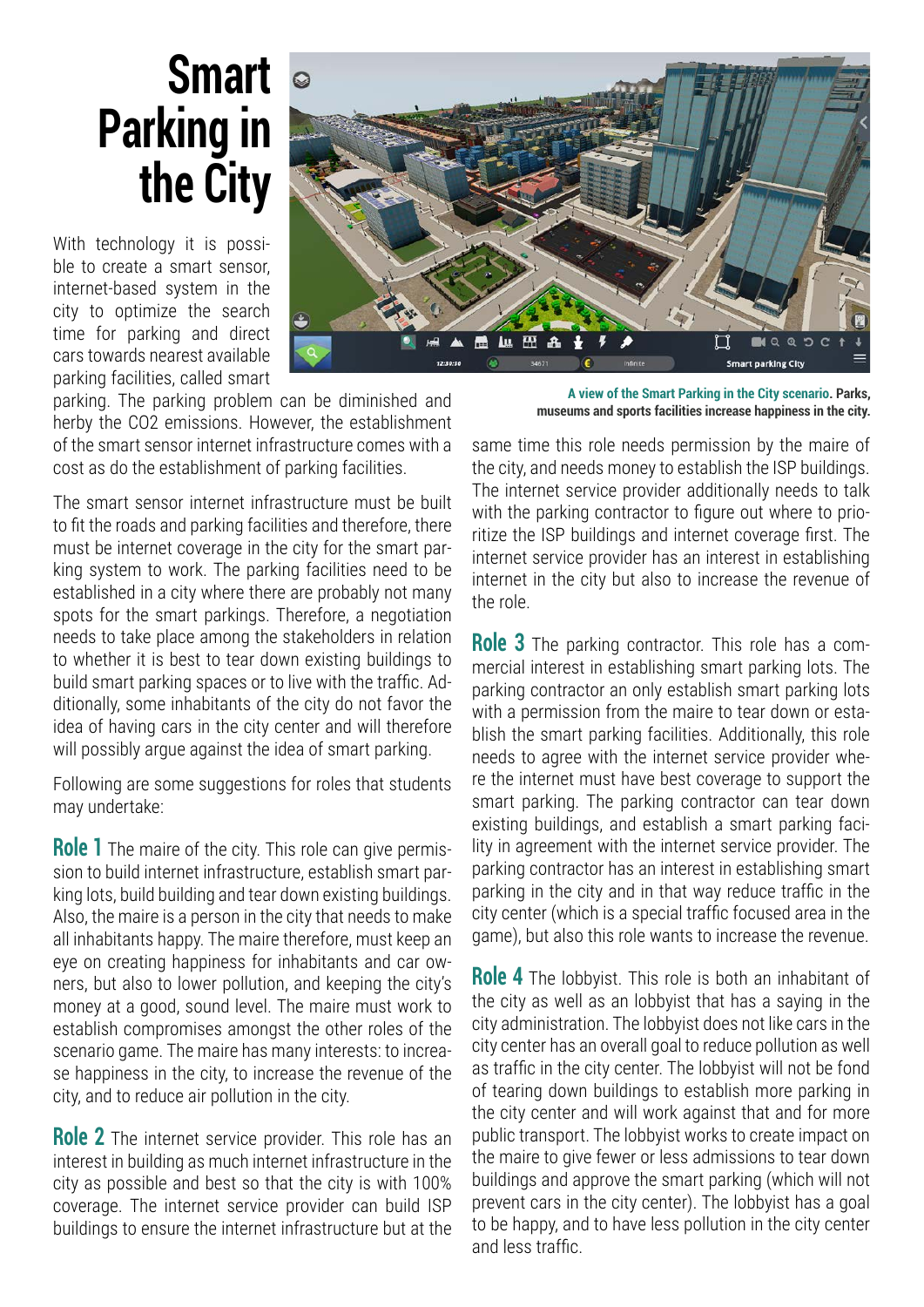# Smart Parking in the City

With technology it is possible to create a smart sensor, internet-based system in the city to optimize the search time for parking and direct cars towards nearest available parking facilities, called smart parking. The parking problem can be diminished and herby the CO2 emissions. However, the establishment of the smart sensor internet infrastructure comes with a cost as do the establishment of parking facilities.

The smart sensor internet infrastructure must be built to fit the roads and parking facilities and therefore, there must be internet coverage in the city for the smart parking system to work. The parking facilities need to be established in a city where there are probably not many spots for the smart parkings. Therefore, a negotiation needs to take place among the stakeholders in relation to whether it is best to tear down existing buildings to build smart parking spaces or to live with the traffic. Additionally, some inhabitants of the city do not favor the idea of having cars in the city center and will therefore will possibly argue against the idea of smart parking.

Following are some suggestions for roles that students may undertake:

**Role 1** The maire of the city. This role can give permission to build internet infrastructure, establish smart parking lots, build building and tear down existing buildings. Also, the maire is a person in the city that needs to make all inhabitants happy. The maire therefore, must keep an eye on creating happiness for inhabitants and car owners, but also to lower pollution, and keeping the city's money at a good, sound level. The maire must work to establish compromises amongst the other roles of the scenario game. The maire has many interests: to increase happiness in the city, to increase the revenue of the city, and to reduce air pollution in the city.

**Role 2** The internet service provider. This role has an interest in building as much internet infrastructure in the city as possible and best so that the city is with 100% coverage. The internet service provider can build ISP buildings to ensure the internet infrastructure but at the same time this role needs permission by the maire of the city, and needs money to establish the ISP buildings. The internet service provider additionally needs to talk with the parking contractor to figure out where to prioritize the ISP buildings and internet coverage first. The internet service provider has an interest in establishing internet in the city but also to increase the revenue of the role.

**A view of the Smart Parking in the City scenario. Parks, museums and sports facilities increase happiness in the city.**

**Role 3** The parking contractor. This role has a commercial interest in establishing smart parking lots. The parking contractor an only establish smart parking lots with a permission from the maire to tear down or establish the smart parking facilities. Additionally, this role needs to agree with the internet service provider where the internet must have best coverage to support the smart parking. The parking contractor can tear down existing buildings, and establish a smart parking facility in agreement with the internet service provider. The parking contractor has an interest in establishing smart parking in the city and in that way reduce traffic in the city center (which is a special traffic focused area in the game), but also this role wants to increase the revenue.

**Role 4** The lobbyist. This role is both an inhabitant of the city as well as an lobbyist that has a saying in the city administration. The lobbyist does not like cars in the city center has an overall goal to reduce pollution as well as traffic in the city center. The lobbyist will not be fond of tearing down buildings to establish more parking in the city center and will work against that and for more public transport. The lobbyist works to create impact on the maire to give fewer or less admissions to tear down buildings and approve the smart parking (which will not prevent cars in the city center). The lobbyist has a goal to be happy, and to have less pollution in the city center and less traffic.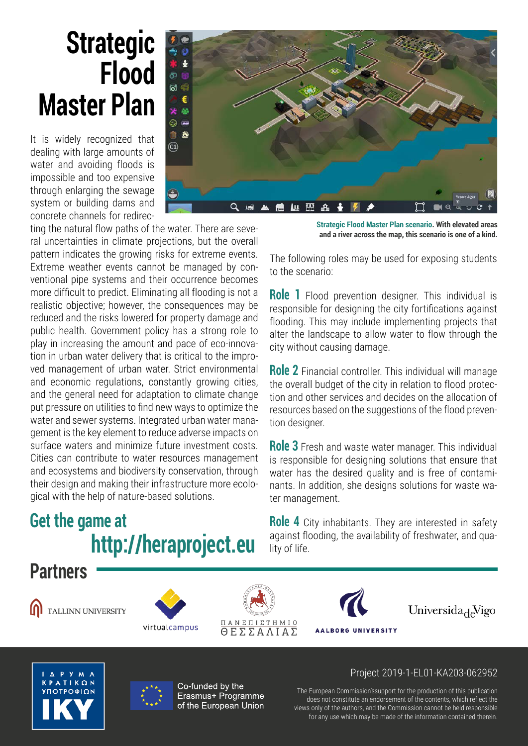# Strategic Flood Master Plan

It is widely recognized that dealing with large amounts of water and avoiding floods is impossible and too expensive through enlarging the sewage system or building dams and concrete channels for redirecting the natural flow paths of the water. There are several uncertainties in climate projections, but the overall pattern indicates the growing risks for extreme events. Extreme weather events cannot be managed by conventional pipe systems and their occurrence becomes more difficult to predict. Eliminating all flooding is not a realistic objective; however, the consequences may be reduced and the risks lowered for property damage and public health. Government policy has a strong role to play in increasing the amount and pace of eco-innovation in urban water delivery that is critical to the improved management of urban water. Strict environmental and economic regulations, constantly growing cities, and the general need for adaptation to climate change put pressure on utilities to find new ways to optimize the water and sewer systems. Integrated urban water management is the key element to reduce adverse impacts on surface waters and minimize future investment costs. Cities can contribute to water resources management and ecosystems and biodiversity conservation, through their design and making their infrastructure more ecological with the help of nature-based solutions.

**Strategic Flood Master Plan scenario. With elevated areas and a river across the map, this scenario is one of a kind.**

The following roles may be used for exposing students to the scenario:

**Role 1** Flood prevention designer. This individual is responsible for designing the city fortifications against flooding. This may include implementing projects that alter the landscape to allow water to flow through the city without causing damage.

**Role 2** Financial controller. This individual will manage the overall budget of the city in relation to flood protection and other services and decides on the allocation of resources based on the suggestions of the flood prevention designer.

**Role 3** Fresh and waste water manager. This individual is responsible for designing solutions that ensure that water has the desired quality and is free of contaminants. In addition, she designs solutions for waste water management.

**Role 4** City inhabitants. They are interested in safety against flooding, the availability of freshwater, and quality of life.

## Get the game at http://heraproject.eu

## Partners

TALLINN UNIVERSITY

virtualcampus

ΠΑΝΕΠΙΣΤΗΜΙΟ ΘΕΣΣΑΛΙΑΣ

AALBORG UNIVERSITY

UniversidadeVigo

ΙΔΡΥΜΑ ΚΡΑΤΙΚΩΝ ΥΠΟΤΡΟΦΙΩΝ IKY

Co-funded by the Erasmus+ Programme of the European Union

Project 2019-1-EL01-KA203-062952

The European Commission'ssupport for the production of this publication does not constitute an endorsement of the contents, which reflect the views only of the authors, and the Commission cannot be held responsible for any use which may be made of the information contained therein.